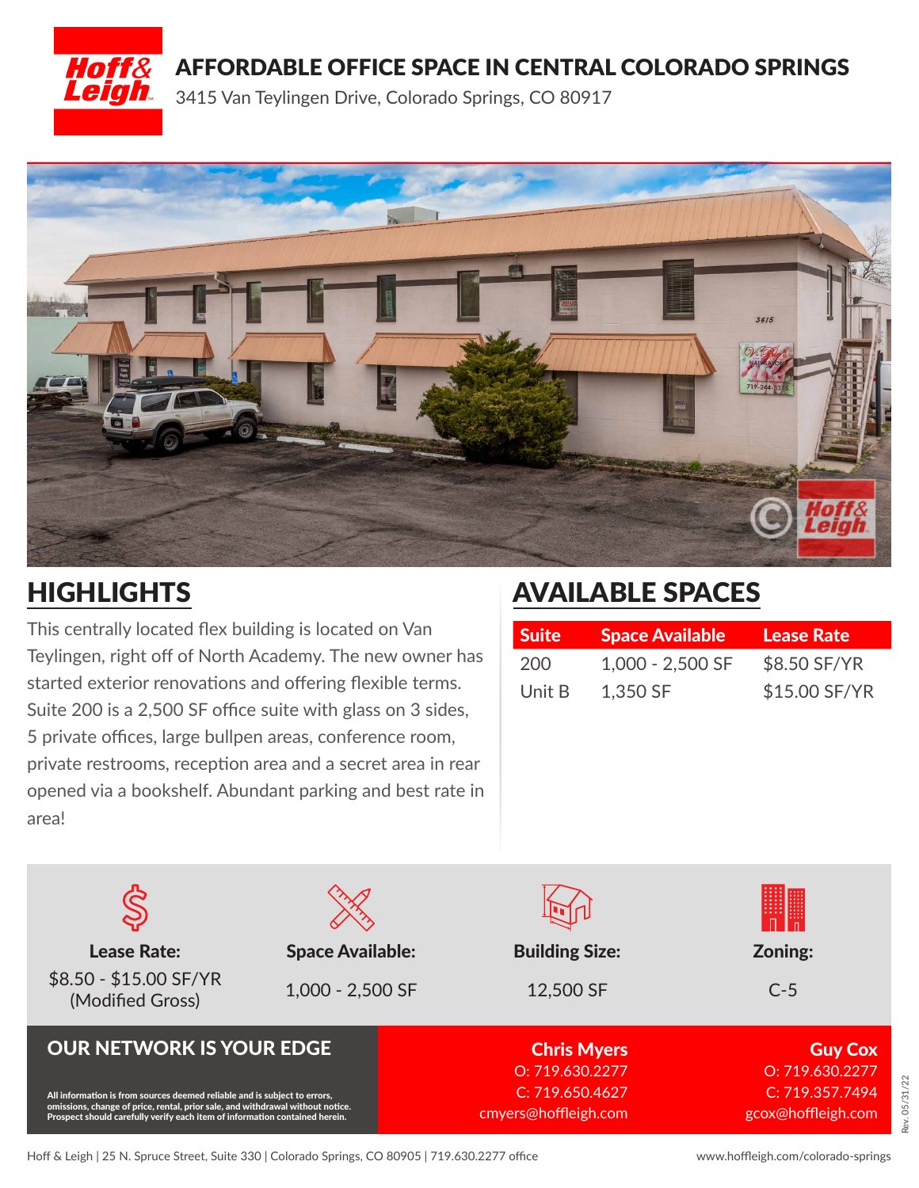# AFFORDABLE OFFICE SPACE IN CENTRAL COLORADO SPRINGS

3415 Van Teylingen Drive, Colorado Springs, CO 80917

## HIGHLIGHTS

This centrally located flex building is located on Van Teylingen, right off of North Academy. The new owner has started exterior renovations and offering flexible terms. Suite 200 is a 2,500 SF office suite with glass on 3 sides, 5 private offices, large bullpen areas, conference room, private restrooms, reception area and a secret area in rear opened via a bookshelf. Abundant parking and best rate in area!

## AVAILABLE SPACES

| Suite | Space Available | Lease Rate |
|---|---|---|
| 200 | 1,000 - 2,500 SF | $8.50 SF/YR |
| Unit B | 1,350 SF | $15.00 SF/YR |

**Lease Rate:**
$8.50 - $15.00 SF/YR (Modified Gross)

**Space Available:**
1,000 - 2,500 SF

**Building Size:**
12,500 SF

**Zoning:**
C-5

## OUR NETWORK IS YOUR EDGE

**All information is from sources deemed reliable and is subject to errors, omissions, change of price, rental, prior sale, and withdrawal without notice. Prospect should carefully verify each item of information contained herein.**

**Chris Myers**
O: 719.630.2277
C: 719.650.4627
cmyers@hoffleigh.com

**Guy Cox**
O: 719.630.2277
C: 719.357.7494
gcox@hoffleigh.com

Rev. 05/31/22

Hoff & Leigh | 25 N. Spruce Street, Suite 330 | Colorado Springs, CO 80905 | 719.630.2277 office

www.hoffleigh.com/colorado-springs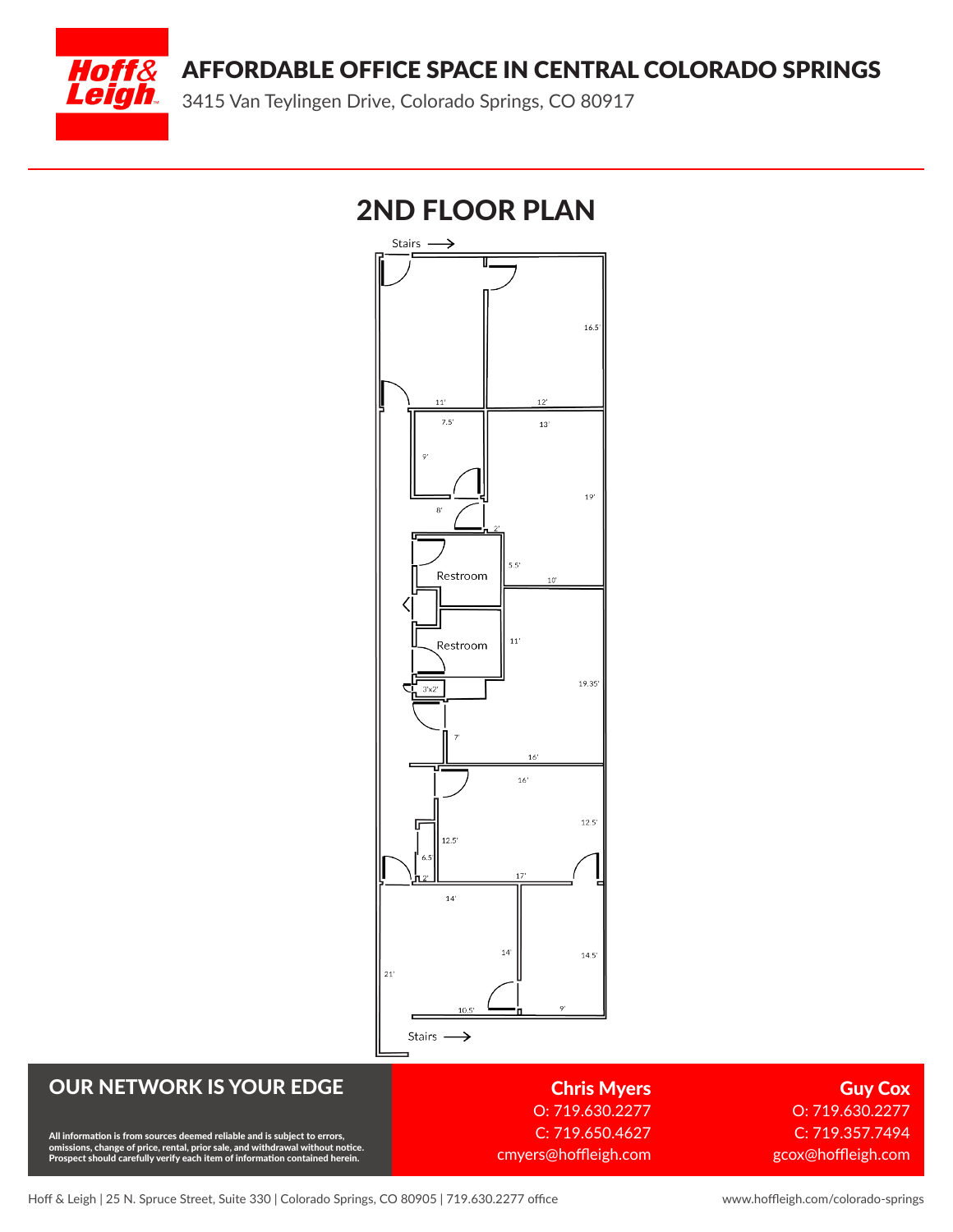# AFFORDABLE OFFICE SPACE IN CENTRAL COLORADO SPRINGS

3415 Van Teylingen Drive, Colorado Springs, CO 80917

## 2ND FLOOR PLAN

Stairs →

16.5'

11' 12'

7.5' 13'

9'

19'

8'

2'

Restroom

5.5'

10'

Restroom

11'

19.35'

3'x2'

7'

16'

16'

12.5'

12.5'

6.5'

2'

17'

14'

14'

14.5'

21'

10.5' 9'

Stairs →

## OUR NETWORK IS YOUR EDGE

**All information is from sources deemed reliable and is subject to errors, omissions, change of price, rental, prior sale, and withdrawal without notice. Prospect should carefully verify each item of information contained herein.**

**Chris Myers**
O: 719.630.2277
C: 719.650.4627
cmyers@hoffleigh.com

**Guy Cox**
O: 719.630.2277
C: 719.357.7494
gcox@hoffleigh.com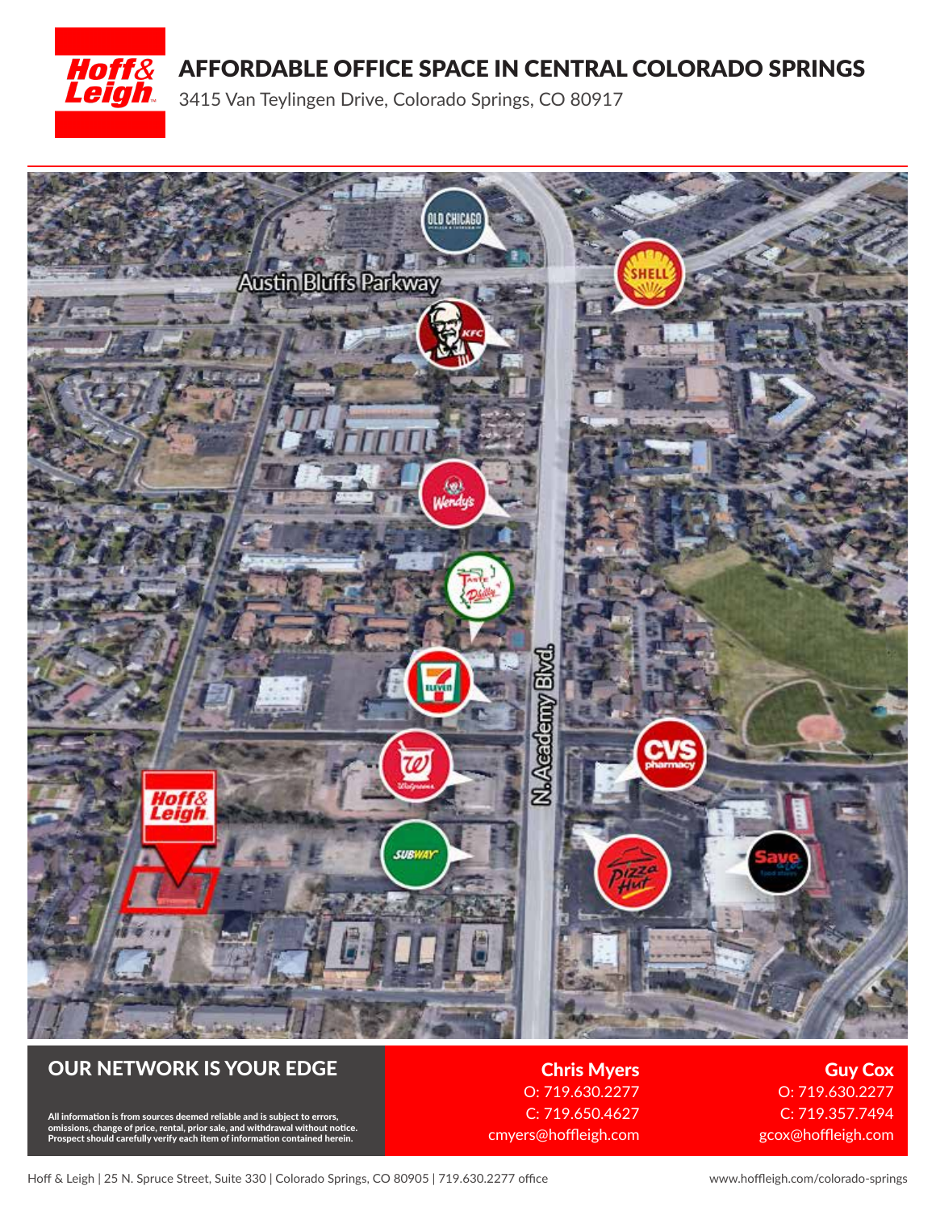# AFFORDABLE OFFICE SPACE IN CENTRAL COLORADO SPRINGS

3415 Van Teylingen Drive, Colorado Springs, CO 80917

Austin Bluffs Parkway

N. Academy Blvd.

## OUR NETWORK IS YOUR EDGE

**All information is from sources deemed reliable and is subject to errors, omissions, change of price, rental, prior sale, and withdrawal without notice. Prospect should carefully verify each item of information contained herein.**

**Chris Myers**
O: 719.630.2277
C: 719.650.4627
cmyers@hoffleigh.com

**Guy Cox**
O: 719.630.2277
C: 719.357.7494
gcox@hoffleigh.com

Hoff & Leigh | 25 N. Spruce Street, Suite 330 | Colorado Springs, CO 80905 | 719.630.2277 office

www.hoffleigh.com/colorado-springs